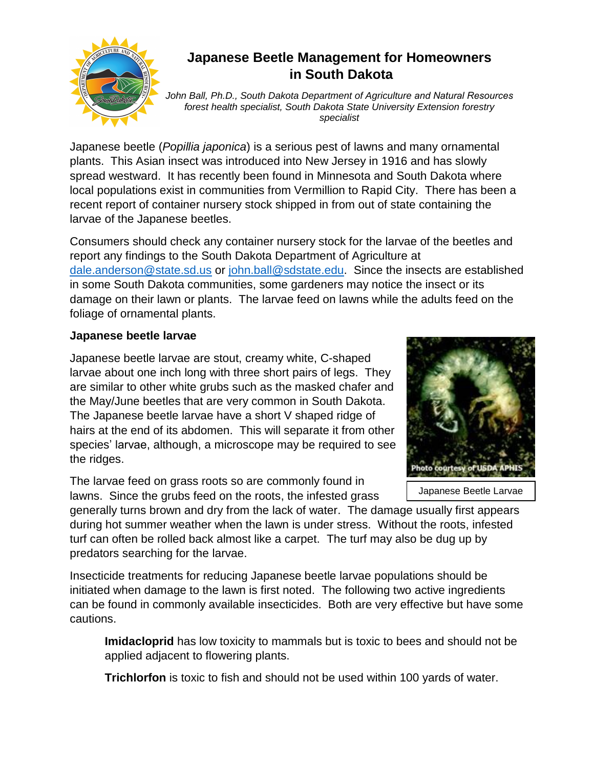# Japanese Beetle Management for Homeowners in South Dakota

*John Ball, Ph.D., South Dakota Department of Agriculture and Natural Resources forest health specialist, South Dakota State University Extension forestry specialist*

Japanese beetle (*Popillia japonica*) is a serious pest of lawns and many ornamental plants. This Asian insect was introduced into New Jersey in 1916 and has slowly spread westward. It has recently been found in Minnesota and South Dakota where local populations exist in communities from Vermillion to Rapid City. There has been a recent report of container nursery stock shipped in from out of state containing the larvae of the Japanese beetles.

Consumers should check any container nursery stock for the larvae of the beetles and report any findings to the South Dakota Department of Agriculture at dale.anderson@state.sd.us or john.ball@sdstate.edu. Since the insects are established in some South Dakota communities, some gardeners may notice the insect or its damage on their lawn or plants. The larvae feed on lawns while the adults feed on the foliage of ornamental plants.

## Japanese beetle larvae

Japanese beetle larvae are stout, creamy white, C-shaped larvae about one inch long with three short pairs of legs. They are similar to other white grubs such as the masked chafer and the May/June beetles that are very common in South Dakota. The Japanese beetle larvae have a short V shaped ridge of hairs at the end of its abdomen. This will separate it from other species' larvae, although, a microscope may be required to see the ridges.

Photo courtesy of USDA APHIS

Japanese Beetle Larvae

The larvae feed on grass roots so are commonly found in lawns. Since the grubs feed on the roots, the infested grass generally turns brown and dry from the lack of water. The damage usually first appears during hot summer weather when the lawn is under stress. Without the roots, infested turf can often be rolled back almost like a carpet. The turf may also be dug up by predators searching for the larvae.

Insecticide treatments for reducing Japanese beetle larvae populations should be initiated when damage to the lawn is first noted. The following two active ingredients can be found in commonly available insecticides. Both are very effective but have some cautions.

**Imidacloprid** has low toxicity to mammals but is toxic to bees and should not be applied adjacent to flowering plants.

**Trichlorfon** is toxic to fish and should not be used within 100 yards of water.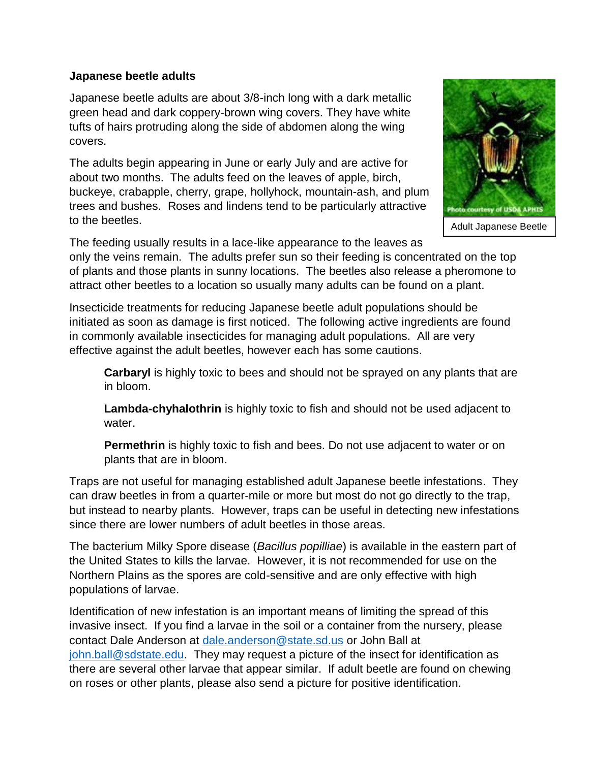**Japanese beetle adults**

Japanese beetle adults are about 3/8-inch long with a dark metallic green head and dark coppery-brown wing covers. They have white tufts of hairs protruding along the side of abdomen along the wing covers.

The adults begin appearing in June or early July and are active for about two months. The adults feed on the leaves of apple, birch, buckeye, crabapple, cherry, grape, hollyhock, mountain-ash, and plum trees and bushes. Roses and lindens tend to be particularly attractive to the beetles.

Adult Japanese Beetle

The feeding usually results in a lace-like appearance to the leaves as only the veins remain. The adults prefer sun so their feeding is concentrated on the top of plants and those plants in sunny locations. The beetles also release a pheromone to attract other beetles to a location so usually many adults can be found on a plant.

Insecticide treatments for reducing Japanese beetle adult populations should be initiated as soon as damage is first noticed. The following active ingredients are found in commonly available insecticides for managing adult populations. All are very effective against the adult beetles, however each has some cautions.

> **Carbaryl** is highly toxic to bees and should not be sprayed on any plants that are in bloom.
>
> **Lambda-chyhalothrin** is highly toxic to fish and should not be used adjacent to water.
>
> **Permethrin** is highly toxic to fish and bees. Do not use adjacent to water or on plants that are in bloom.

Traps are not useful for managing established adult Japanese beetle infestations. They can draw beetles in from a quarter-mile or more but most do not go directly to the trap, but instead to nearby plants. However, traps can be useful in detecting new infestations since there are lower numbers of adult beetles in those areas.

The bacterium Milky Spore disease (*Bacillus popilliae*) is available in the eastern part of the United States to kills the larvae. However, it is not recommended for use on the Northern Plains as the spores are cold-sensitive and are only effective with high populations of larvae.

Identification of new infestation is an important means of limiting the spread of this invasive insect. If you find a larvae in the soil or a container from the nursery, please contact Dale Anderson at dale.anderson@state.sd.us or John Ball at john.ball@sdstate.edu. They may request a picture of the insect for identification as there are several other larvae that appear similar. If adult beetle are found on chewing on roses or other plants, please also send a picture for positive identification.